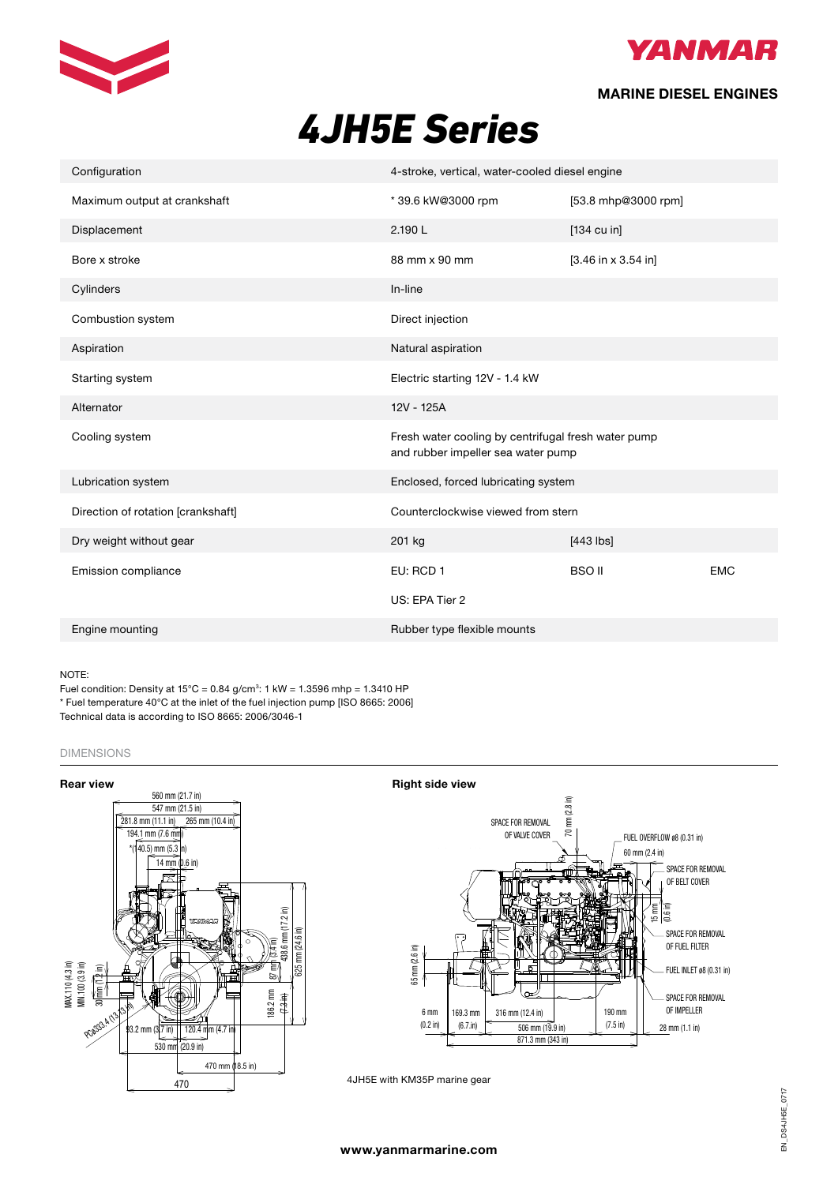MARINE DIESEL ENGINES

# 4JH5E Series

| | | | |
|---|---|---|---|
| Configuration | 4-stroke, vertical, water-cooled diesel engine | | |
| Maximum output at crankshaft | * 39.6 kW@3000 rpm | [53.8 mhp@3000 rpm] | |
| Displacement | 2.190 L | [134 cu in] | |
| Bore x stroke | 88 mm x 90 mm | [3.46 in x 3.54 in] | |
| Cylinders | In-line | | |
| Combustion system | Direct injection | | |
| Aspiration | Natural aspiration | | |
| Starting system | Electric starting 12V - 1.4 kW | | |
| Alternator | 12V - 125A | | |
| Cooling system | Fresh water cooling by centrifugal fresh water pump and rubber impeller sea water pump | | |
| Lubrication system | Enclosed, forced lubricating system | | |
| Direction of rotation [crankshaft] | Counterclockwise viewed from stern | | |
| Dry weight without gear | 201 kg | [443 lbs] | |
| Emission compliance | EU: RCD 1 | BSO II | EMC |
| | US: EPA Tier 2 | | |
| Engine mounting | Rubber type flexible mounts | | |

NOTE:
Fuel condition: Density at 15°C = 0.84 g/cm³: 1 kW = 1.3596 mhp = 1.3410 HP
* Fuel temperature 40°C at the inlet of the fuel injection pump [ISO 8665: 2006]
Technical data is according to ISO 8665: 2006/3046-1

## DIMENSIONS

**Rear view**

560 mm (21.7 in)
547 mm (21.5 in)
281.8 mm (11.1 in)
265 mm (10.4 in)
194.1 mm (7.6 mm)
*(140.5) mm (5.3 in)
14 mm (0.6 in)
MAX.110 (4.3 in)
MIN.100 (3.9 in)
30 mm (1.2 in)
PCø333.4 (13.13 in)
93.2 mm (3.7 in)
120.4 mm (4.7 in)
530 mm (20.9 in)
470 mm (18.5 in)
470
87 mm (3.4 in)
438.6 mm (17.2 in)
625 mm (24.6 in)
186.2 mm (7.3 in)

**Right side view**

SPACE FOR REMOVAL OF VALVE COVER
70 mm (2.8 in)
FUEL OVERFLOW ø8 (0.31 in)
60 mm (2.4 in)
SPACE FOR REMOVAL OF BELT COVER
15 mm (0.6 in)
SPACE FOR REMOVAL OF FUEL FILTER
FUEL INLET ø8 (0.31 in)
SPACE FOR REMOVAL OF IMPELLER
65 mm (2.6 in)
6 mm (0.2 in)
169.3 mm (6.7 in)
316 mm (12.4 in)
190 mm (7.5 in)
28 mm (1.1 in)
506 mm (19.9 in)
871.3 mm (343 in)

4JH5E with KM35P marine gear

www.yanmarmarine.com

EN_DS4JH5E_0717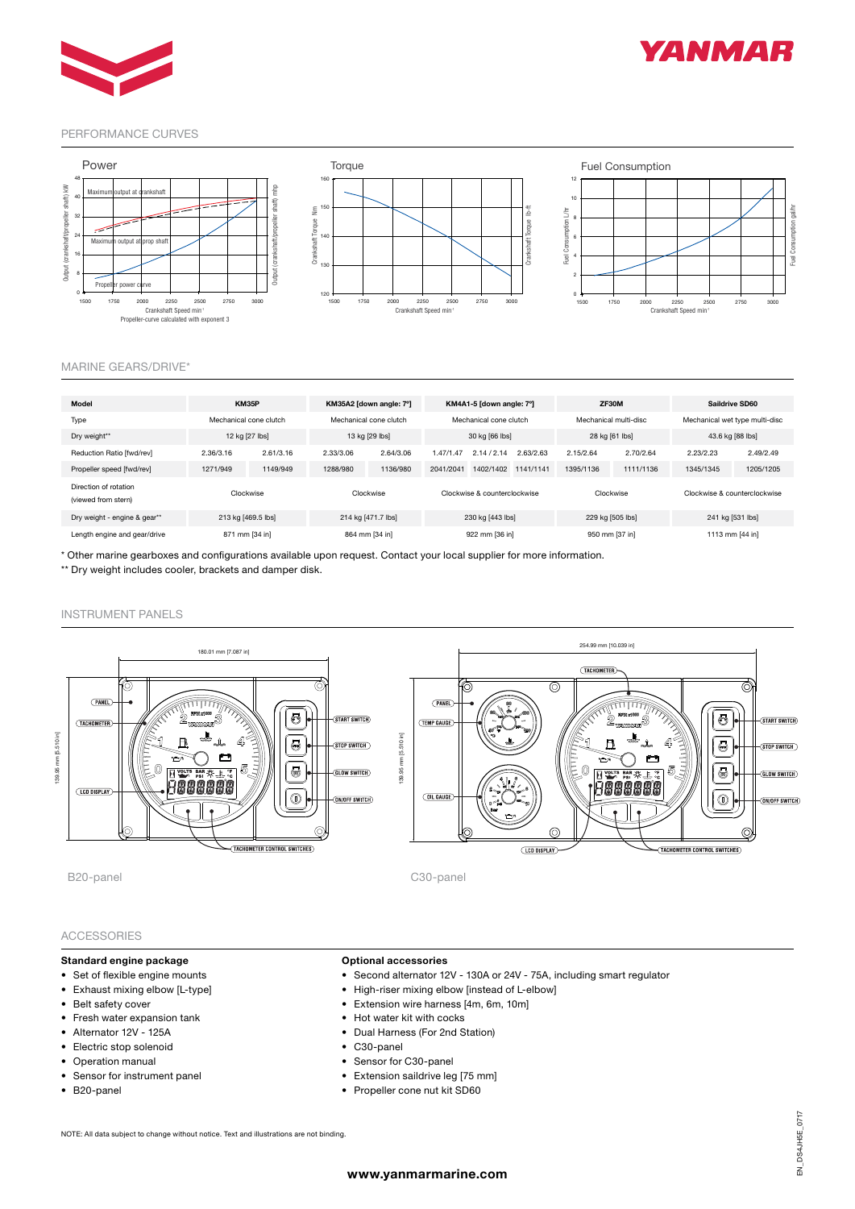## PERFORMANCE CURVES

Power

48
40
32
24
16
8
0

Maximum output at crankshaft

Maximum output at prop shaft

Propeller power curve

Output (crankshaft/propeller shaft) kW

Output (crankshaft/propeller shaft) mhp

1500 1750 2000 2250 2500 2750 3000

Crankshaft Speed min⁻¹

Propeller-curve calculated with exponent 3

Torque

160
150
140
130
120

Crankshaft Torque Nm

Crankshaft Torque lb-ft

1500 1750 2000 2250 2500 2750 3000

Crankshaft Speed min⁻¹

Fuel Consumption

12
10
8
6
4
2
0

Fuel Consumption L/hr

Fuel Consumption gal/hr

1500 1750 2000 2250 2500 2750 3000

Crankshaft Speed min⁻¹

## MARINE GEARS/DRIVE*

| Model | KM35P | | KM35A2 [down angle: 7°] | | KM4A1-5 [down angle: 7°] | | | ZF30M | | Saildrive SD60 | |
|---|---|---|---|---|---|---|---|---|---|---|---|
| Type | Mechanical cone clutch | | Mechanical cone clutch | | Mechanical cone clutch | | | Mechanical multi-disc | | Mechanical wet type multi-disc | |
| Dry weight** | 12 kg [27 lbs] | | 13 kg [29 lbs] | | 30 kg [66 lbs] | | | 28 kg [61 lbs] | | 43.6 kg [88 lbs] | |
| Reduction Ratio [fwd/rev] | 2.36/3.16 | 2.61/3.16 | 2.33/3.06 | 2.64/3.06 | 1.47/1.47 | 2.14 / 2.14 | 2.63/2.63 | 2.15/2.64 | 2.70/2.64 | 2.23/2.23 | 2.49/2.49 |
| Propeller speed [fwd/rev] | 1271/949 | 1149/949 | 1288/980 | 1136/980 | 2041/2041 | 1402/1402 | 1141/1141 | 1395/1136 | 1111/1136 | 1345/1345 | 1205/1205 |
| Direction of rotation (viewed from stern) | Clockwise | | Clockwise | | Clockwise & counterclockwise | | | Clockwise | | Clockwise & counterclockwise | |
| Dry weight - engine & gear** | 213 kg [469.5 lbs] | | 214 kg [471.7 lbs] | | 230 kg [443 lbs] | | | 229 kg [505 lbs] | | 241 kg [531 lbs] | |
| Length engine and gear/drive | 871 mm [34 in] | | 864 mm [34 in] | | 922 mm [36 in] | | | 950 mm [37 in] | | 1113 mm [44 in] | |

* Other marine gearboxes and configurations available upon request. Contact your local supplier for more information.

** Dry weight includes cooler, brackets and damper disk.

## INSTRUMENT PANELS

180.01 mm [7.087 in]

139.95 mm [5.510 in]

PANEL

TACHOMETER

LCD DISPLAY

START SWITCH

STOP SWITCH

GLOW SWITCH

ON/OFF SWITCH

TACHOMETER CONTROL SWITCHES

B20-panel

254.99 mm [10.039 in]

139.95 mm [5.510 in]

TACHOMETER

PANEL

TEMP GAUGE

OIL GAUGE

LCD DISPLAY

START SWITCH

STOP SWITCH

GLOW SWITCH

ON/OFF SWITCH

TACHOMETER CONTROL SWITCHES

C30-panel

## ACCESSORIES

**Standard engine package**

- Set of flexible engine mounts
- Exhaust mixing elbow [L-type]
- Belt safety cover
- Fresh water expansion tank
- Alternator 12V - 125A
- Electric stop solenoid
- Operation manual
- Sensor for instrument panel
- B20-panel

**Optional accessories**

- Second alternator 12V - 130A or 24V - 75A, including smart regulator
- High-riser mixing elbow [instead of L-elbow]
- Extension wire harness [4m, 6m, 10m]
- Hot water kit with cocks
- Dual Harness (For 2nd Station)
- C30-panel
- Sensor for C30-panel
- Extension saildrive leg [75 mm]
- Propeller cone nut kit SD60

NOTE: All data subject to change without notice. Text and illustrations are not binding.

**www.yanmarmarine.com**

EN_DS4JH5E_0717